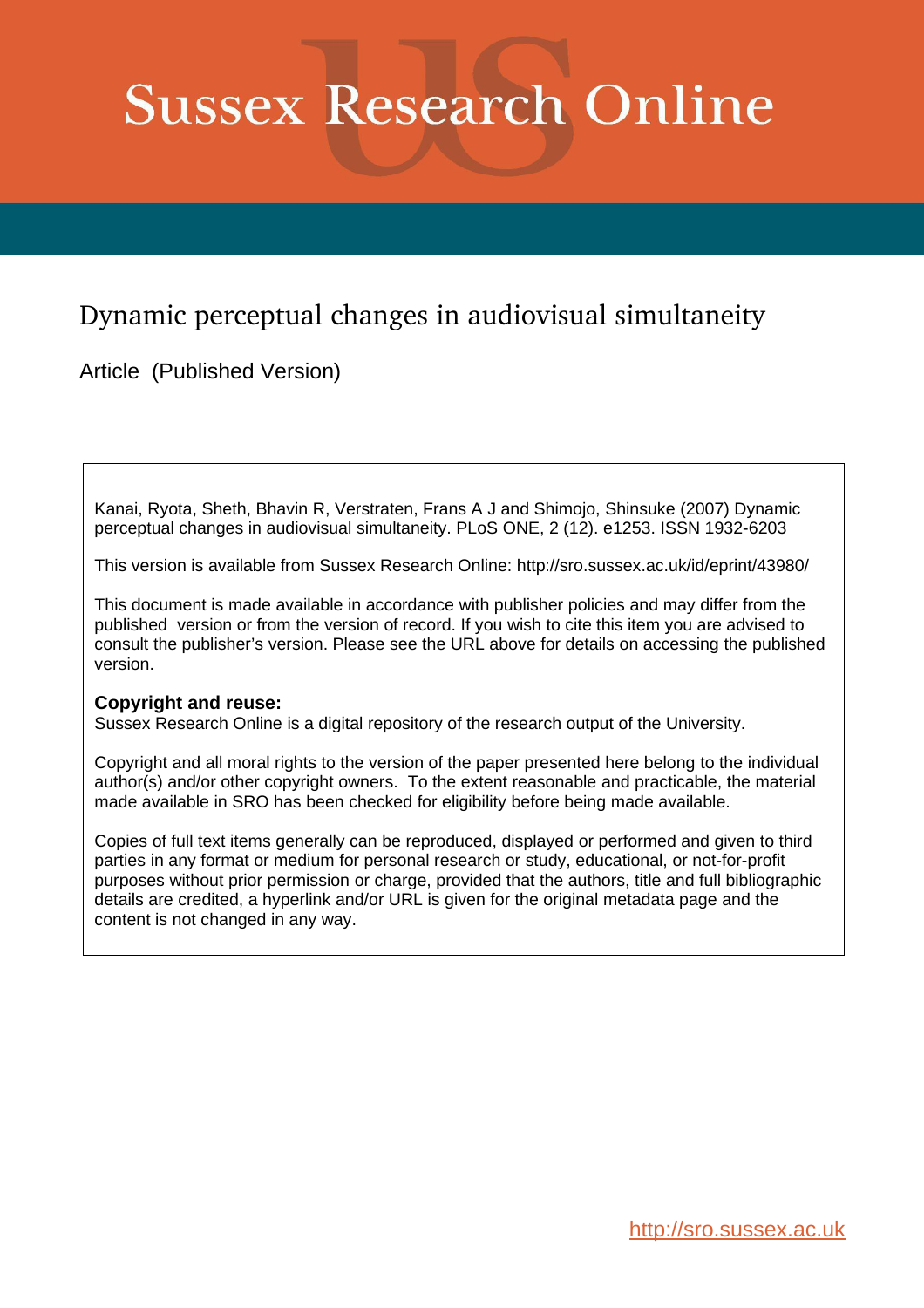# Sussex Research Online

## Dynamic perceptual changes in audiovisual simultaneity

Article (Published Version)

Kanai, Ryota, Sheth, Bhavin R, Verstraten, Frans A J and Shimojo, Shinsuke (2007) Dynamic perceptual changes in audiovisual simultaneity. PLoS ONE, 2 (12). e1253. ISSN 1932-6203

This version is available from Sussex Research Online: http://sro.sussex.ac.uk/id/eprint/43980/

This document is made available in accordance with publisher policies and may differ from the published version or from the version of record. If you wish to cite this item you are advised to consult the publisher's version. Please see the URL above for details on accessing the published version.

**Copyright and reuse:**
Sussex Research Online is a digital repository of the research output of the University.

Copyright and all moral rights to the version of the paper presented here belong to the individual author(s) and/or other copyright owners. To the extent reasonable and practicable, the material made available in SRO has been checked for eligibility before being made available.

Copies of full text items generally can be reproduced, displayed or performed and given to third parties in any format or medium for personal research or study, educational, or not-for-profit purposes without prior permission or charge, provided that the authors, title and full bibliographic details are credited, a hyperlink and/or URL is given for the original metadata page and the content is not changed in any way.

http://sro.sussex.ac.uk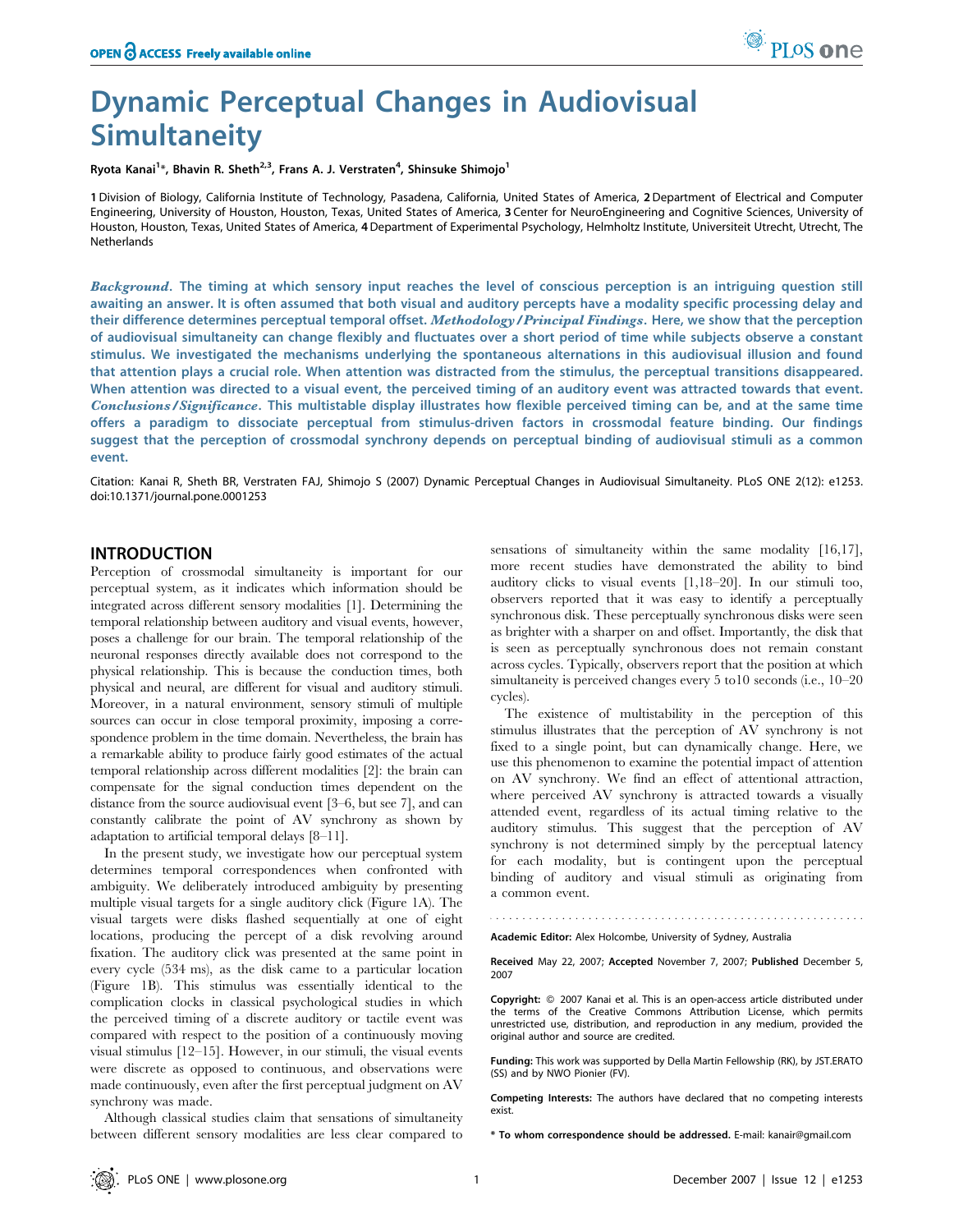# Dynamic Perceptual Changes in Audiovisual Simultaneity

Ryota Kanai[1]*, Bhavin R. Sheth[2,3], Frans A. J. Verstraten[4], Shinsuke Shimojo[1]

**1** Division of Biology, California Institute of Technology, Pasadena, California, United States of America, **2** Department of Electrical and Computer Engineering, University of Houston, Houston, Texas, United States of America, **3** Center for NeuroEngineering and Cognitive Sciences, University of Houston, Houston, Texas, United States of America, **4** Department of Experimental Psychology, Helmholtz Institute, Universiteit Utrecht, Utrecht, The Netherlands

***Background.*** **The timing at which sensory input reaches the level of conscious perception is an intriguing question still awaiting an answer. It is often assumed that both visual and auditory percepts have a modality specific processing delay and their difference determines perceptual temporal offset.** ***Methodology/Principal Findings.*** **Here, we show that the perception of audiovisual simultaneity can change flexibly and fluctuates over a short period of time while subjects observe a constant stimulus. We investigated the mechanisms underlying the spontaneous alternations in this audiovisual illusion and found that attention plays a crucial role. When attention was distracted from the stimulus, the perceptual transitions disappeared. When attention was directed to a visual event, the perceived timing of an auditory event was attracted towards that event.** ***Conclusions/Significance.*** **This multistable display illustrates how flexible perceived timing can be, and at the same time offers a paradigm to dissociate perceptual from stimulus-driven factors in crossmodal feature binding. Our findings suggest that the perception of crossmodal synchrony depends on perceptual binding of audiovisual stimuli as a common event.**

Citation: Kanai R, Sheth BR, Verstraten FAJ, Shimojo S (2007) Dynamic Perceptual Changes in Audiovisual Simultaneity. PLoS ONE 2(12): e1253. doi:10.1371/journal.pone.0001253

## INTRODUCTION

Perception of crossmodal simultaneity is important for our perceptual system, as it indicates which information should be integrated across different sensory modalities [1]. Determining the temporal relationship between auditory and visual events, however, poses a challenge for our brain. The temporal relationship of the neuronal responses directly available does not correspond to the physical relationship. This is because the conduction times, both physical and neural, are different for visual and auditory stimuli. Moreover, in a natural environment, sensory stimuli of multiple sources can occur in close temporal proximity, imposing a correspondence problem in the time domain. Nevertheless, the brain has a remarkable ability to produce fairly good estimates of the actual temporal relationship across different modalities [2]: the brain can compensate for the signal conduction times dependent on the distance from the source audiovisual event [3–6, but see 7], and can constantly calibrate the point of AV synchrony as shown by adaptation to artificial temporal delays [8–11].

In the present study, we investigate how our perceptual system determines temporal correspondences when confronted with ambiguity. We deliberately introduced ambiguity by presenting multiple visual targets for a single auditory click (Figure 1A). The visual targets were disks flashed sequentially at one of eight locations, producing the percept of a disk revolving around fixation. The auditory click was presented at the same point in every cycle (534 ms), as the disk came to a particular location (Figure 1B). This stimulus was essentially identical to the complication clocks in classical psychological studies in which the perceived timing of a discrete auditory or tactile event was compared with respect to the position of a continuously moving visual stimulus [12–15]. However, in our stimuli, the visual events were discrete as opposed to continuous, and observations were made continuously, even after the first perceptual judgment on AV synchrony was made.

Although classical studies claim that sensations of simultaneity between different sensory modalities are less clear compared to sensations of simultaneity within the same modality [16,17], more recent studies have demonstrated the ability to bind auditory clicks to visual events [1,18–20]. In our stimuli too, observers reported that it was easy to identify a perceptually synchronous disk. These perceptually synchronous disks were seen as brighter with a sharper on and offset. Importantly, the disk that is seen as perceptually synchronous does not remain constant across cycles. Typically, observers report that the position at which simultaneity is perceived changes every 5 to10 seconds (i.e., 10–20 cycles).

The existence of multistability in the perception of this stimulus illustrates that the perception of AV synchrony is not fixed to a single point, but can dynamically change. Here, we use this phenomenon to examine the potential impact of attention on AV synchrony. We find an effect of attentional attraction, where perceived AV synchrony is attracted towards a visually attended event, regardless of its actual timing relative to the auditory stimulus. This suggest that the perception of AV synchrony is not determined simply by the perceptual latency for each modality, but is contingent upon the perceptual binding of auditory and visual stimuli as originating from a common event.

Academic Editor: Alex Holcombe, University of Sydney, Australia

Received May 22, 2007; Accepted November 7, 2007; Published December 5, 2007

Copyright: © 2007 Kanai et al. This is an open-access article distributed under the terms of the Creative Commons Attribution License, which permits unrestricted use, distribution, and reproduction in any medium, provided the original author and source are credited.

Funding: This work was supported by Della Martin Fellowship (RK), by JST.ERATO (SS) and by NWO Pionier (FV).

Competing Interests: The authors have declared that no competing interests exist.

\* To whom correspondence should be addressed. E-mail: kanair@gmail.com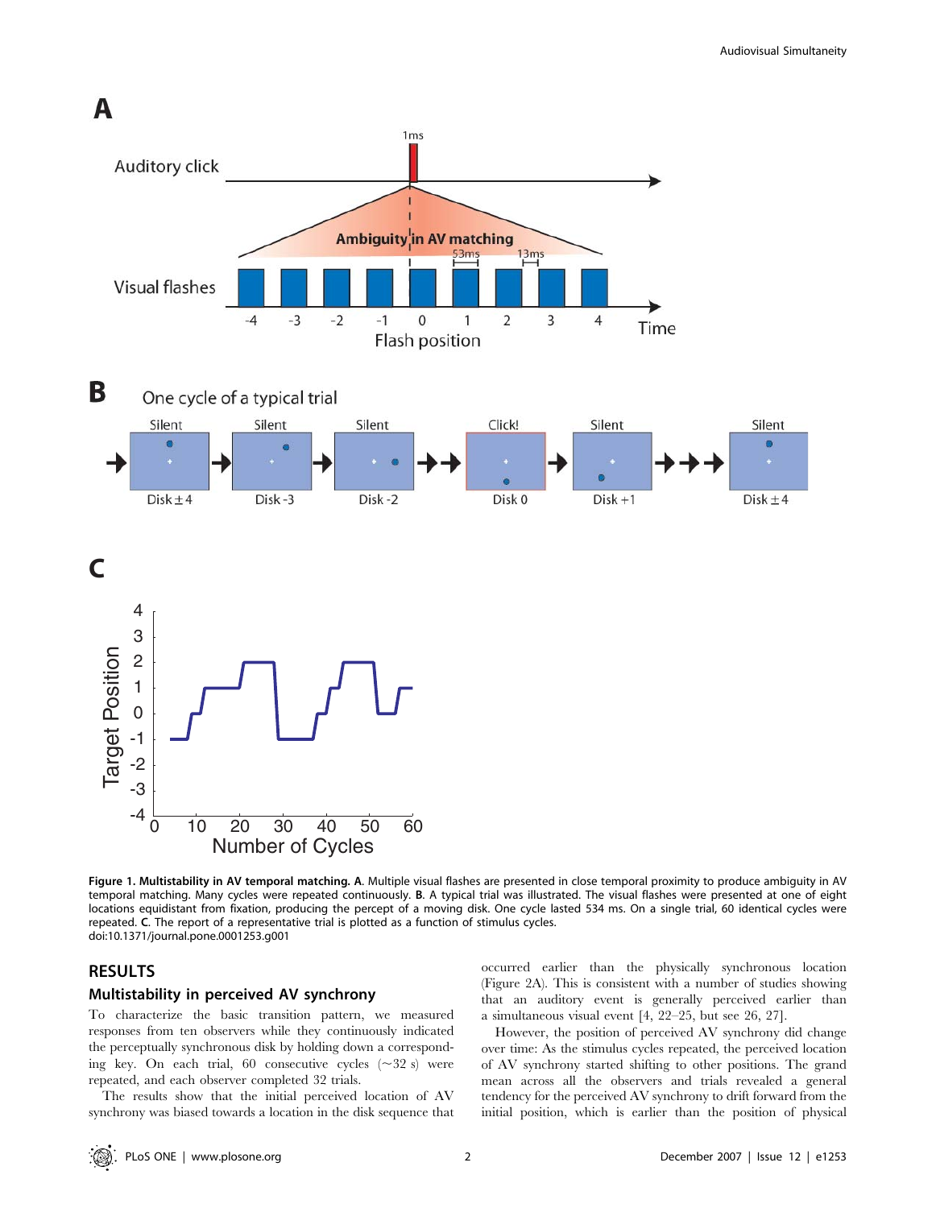**Figure 1. Multistability in AV temporal matching. A.** Multiple visual flashes are presented in close temporal proximity to produce ambiguity in AV temporal matching. Many cycles were repeated continuously. **B.** A typical trial was illustrated. The visual flashes were presented at one of eight locations equidistant from fixation, producing the percept of a moving disk. One cycle lasted 534 ms. On a single trial, 60 identical cycles were repeated. **C.** The report of a representative trial is plotted as a function of stimulus cycles.
doi:10.1371/journal.pone.0001253.g001

## RESULTS

### Multistability in perceived AV synchrony

To characterize the basic transition pattern, we measured responses from ten observers while they continuously indicated the perceptually synchronous disk by holding down a corresponding key. On each trial, 60 consecutive cycles (~32 s) were repeated, and each observer completed 32 trials.

The results show that the initial perceived location of AV synchrony was biased towards a location in the disk sequence that occurred earlier than the physically synchronous location (Figure 2A). This is consistent with a number of studies showing that an auditory event is generally perceived earlier than a simultaneous visual event [4, 22–25, but see 26, 27].

However, the position of perceived AV synchrony did change over time: As the stimulus cycles repeated, the perceived location of AV synchrony started shifting to other positions. The grand mean across all the observers and trials revealed a general tendency for the perceived AV synchrony to drift forward from the initial position, which is earlier than the position of physical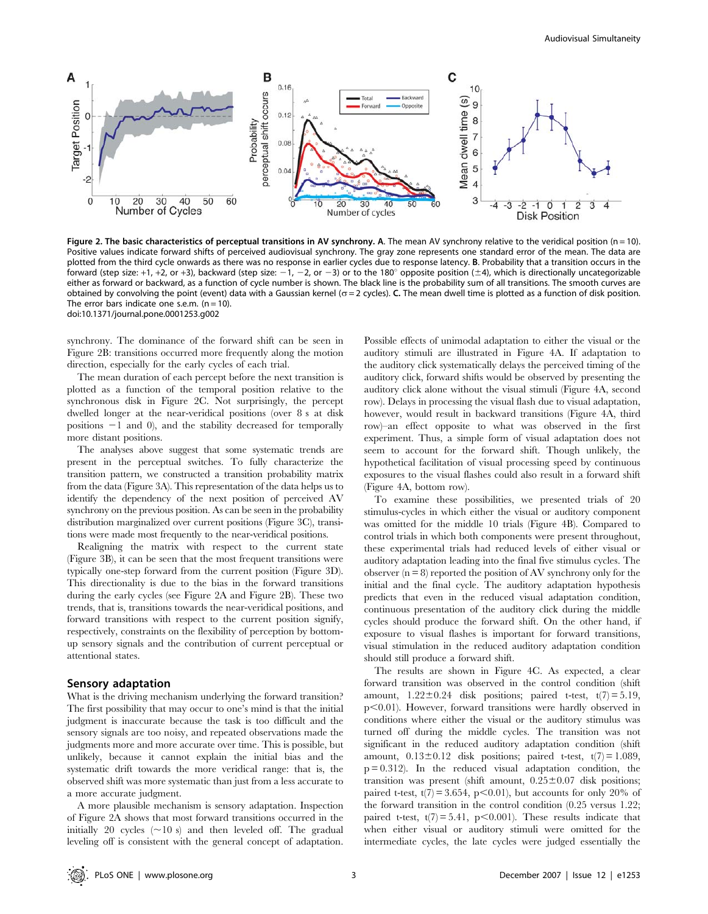**Figure 2. The basic characteristics of perceptual transitions in AV synchrony. A.** The mean AV synchrony relative to the veridical position (n = 10). Positive values indicate forward shifts of perceived audiovisual synchrony. The gray zone represents one standard error of the mean. The data are plotted from the third cycle onwards as there was no response in earlier cycles due to response latency. **B.** Probability that a transition occurs in the forward (step size: +1, +2, or +3), backward (step size: −1, −2, or −3) or to the 180° opposite position (±4), which is directionally uncategorizable either as forward or backward, as a function of cycle number is shown. The black line is the probability sum of all transitions. The smooth curves are obtained by convolving the point (event) data with a Gaussian kernel (σ = 2 cycles). **C.** The mean dwell time is plotted as a function of disk position. The error bars indicate one s.e.m. (n = 10).
doi:10.1371/journal.pone.0001253.g002

synchrony. The dominance of the forward shift can be seen in Figure 2B: transitions occurred more frequently along the motion direction, especially for the early cycles of each trial.

The mean duration of each percept before the next transition is plotted as a function of the temporal position relative to the synchronous disk in Figure 2C. Not surprisingly, the percept dwelled longer at the near-veridical positions (over 8 s at disk positions −1 and 0), and the stability decreased for temporally more distant positions.

The analyses above suggest that some systematic trends are present in the perceptual switches. To fully characterize the transition pattern, we constructed a transition probability matrix from the data (Figure 3A). This representation of the data helps us to identify the dependency of the next position of perceived AV synchrony on the previous position. As can be seen in the probability distribution marginalized over current positions (Figure 3C), transitions were made most frequently to the near-veridical positions.

Realigning the matrix with respect to the current state (Figure 3B), it can be seen that the most frequent transitions were typically one-step forward from the current position (Figure 3D). This directionality is due to the bias in the forward transitions during the early cycles (see Figure 2A and Figure 2B). These two trends, that is, transitions towards the near-veridical positions, and forward transitions with respect to the current position signify, respectively, constraints on the flexibility of perception by bottom-up sensory signals and the contribution of current perceptual or attentional states.

## Sensory adaptation

What is the driving mechanism underlying the forward transition? The first possibility that may occur to one's mind is that the initial judgment is inaccurate because the task is too difficult and the sensory signals are too noisy, and repeated observations made the judgments more and more accurate over time. This is possible, but unlikely, because it cannot explain the initial bias and the systematic drift towards the more veridical range: that is, the observed shift was more systematic than just from a less accurate to a more accurate judgment.

A more plausible mechanism is sensory adaptation. Inspection of Figure 2A shows that most forward transitions occurred in the initially 20 cycles (~10 s) and then leveled off. The gradual leveling off is consistent with the general concept of adaptation. Possible effects of unimodal adaptation to either the visual or the auditory stimuli are illustrated in Figure 4A. If adaptation to the auditory click systematically delays the perceived timing of the auditory click, forward shifts would be observed by presenting the auditory click alone without the visual stimuli (Figure 4A, second row). Delays in processing the visual flash due to visual adaptation, however, would result in backward transitions (Figure 4A, third row)–an effect opposite to what was observed in the first experiment. Thus, a simple form of visual adaptation does not seem to account for the forward shift. Though unlikely, the hypothetical facilitation of visual processing speed by continuous exposures to the visual flashes could also result in a forward shift (Figure 4A, bottom row).

To examine these possibilities, we presented trials of 20 stimulus-cycles in which either the visual or auditory component was omitted for the middle 10 trials (Figure 4B). Compared to control trials in which both components were present throughout, these experimental trials had reduced levels of either visual or auditory adaptation leading into the final five stimulus cycles. The observer (n = 8) reported the position of AV synchrony only for the initial and the final cycle. The auditory adaptation hypothesis predicts that even in the reduced visual adaptation condition, continuous presentation of the auditory click during the middle cycles should produce the forward shift. On the other hand, if exposure to visual flashes is important for forward transitions, visual stimulation in the reduced auditory adaptation condition should still produce a forward shift.

The results are shown in Figure 4C. As expected, a clear forward transition was observed in the control condition (shift amount, 1.22±0.24 disk positions; paired t-test, $t(7) = 5.19$, $p<0.01$). However, forward transitions were hardly observed in conditions where either the visual or the auditory stimulus was turned off during the middle cycles. The transition was not significant in the reduced auditory adaptation condition (shift amount, 0.13±0.12 disk positions; paired t-test, $t(7) = 1.089$, $p = 0.312$). In the reduced visual adaptation condition, the transition was present (shift amount, 0.25±0.07 disk positions; paired t-test, $t(7) = 3.654$, $p<0.01$), but accounts for only 20% of the forward transition in the control condition (0.25 versus 1.22; paired t-test, $t(7) = 5.41$, $p<0.001$). These results indicate that when either visual or auditory stimuli were omitted for the intermediate cycles, the late cycles were judged essentially the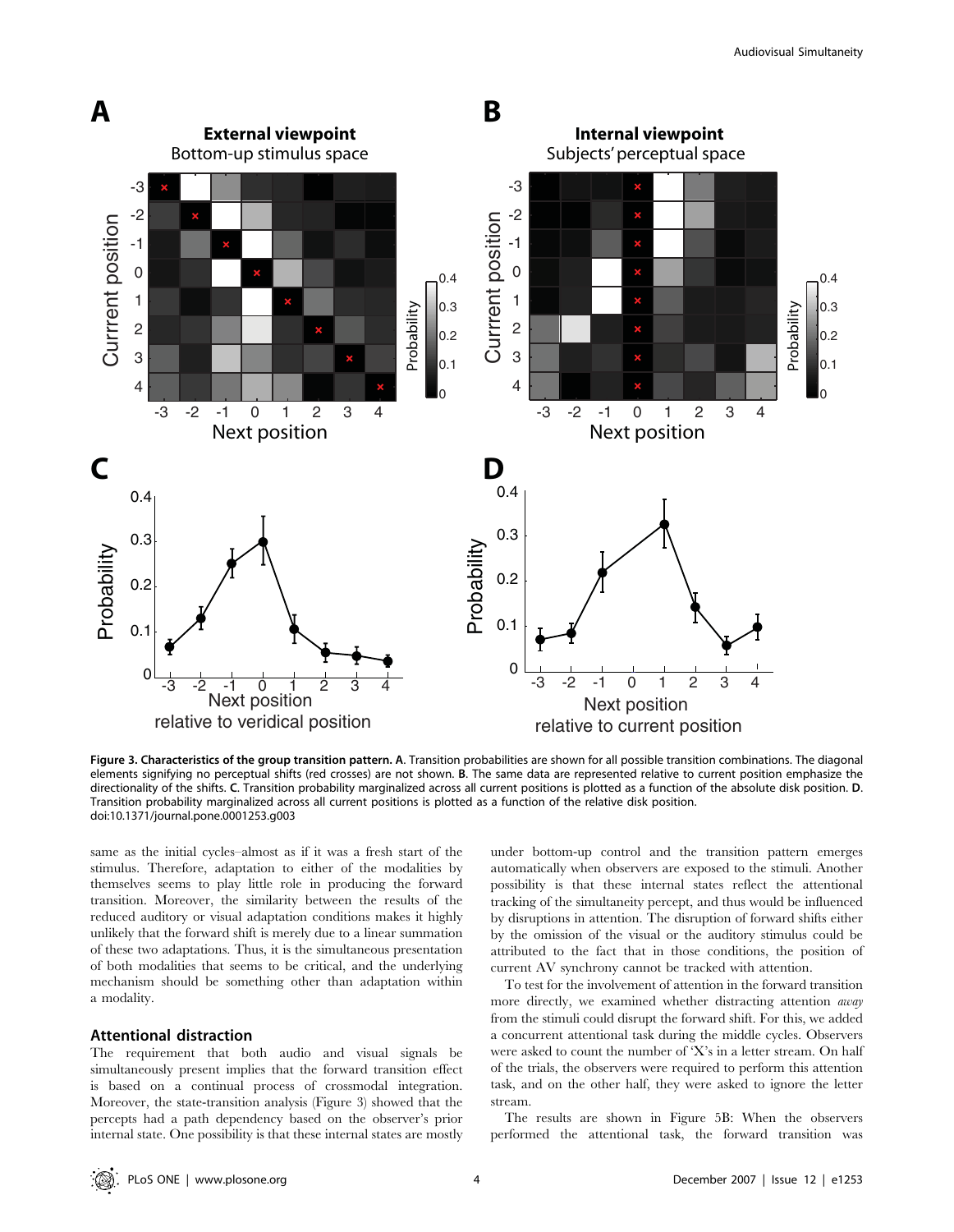**Figure 3. Characteristics of the group transition pattern. A.** Transition probabilities are shown for all possible transition combinations. The diagonal elements signifying no perceptual shifts (red crosses) are not shown. **B.** The same data are represented relative to current position emphasize the directionality of the shifts. **C.** Transition probability marginalized across all current positions is plotted as a function of the absolute disk position. **D.** Transition probability marginalized across all current positions is plotted as a function of the relative disk position.
doi:10.1371/journal.pone.0001253.g003

same as the initial cycles–almost as if it was a fresh start of the stimulus. Therefore, adaptation to either of the modalities by themselves seems to play little role in producing the forward transition. Moreover, the similarity between the results of the reduced auditory or visual adaptation conditions makes it highly unlikely that the forward shift is merely due to a linear summation of these two adaptations. Thus, it is the simultaneous presentation of both modalities that seems to be critical, and the underlying mechanism should be something other than adaptation within a modality.

### Attentional distraction

The requirement that both audio and visual signals be simultaneously present implies that the forward transition effect is based on a continual process of crossmodal integration. Moreover, the state-transition analysis (Figure 3) showed that the percepts had a path dependency based on the observer's prior internal state. One possibility is that these internal states are mostly under bottom-up control and the transition pattern emerges automatically when observers are exposed to the stimuli. Another possibility is that these internal states reflect the attentional tracking of the simultaneity percept, and thus would be influenced by disruptions in attention. The disruption of forward shifts either by the omission of the visual or the auditory stimulus could be attributed to the fact that in those conditions, the position of current AV synchrony cannot be tracked with attention.

To test for the involvement of attention in the forward transition more directly, we examined whether distracting attention *away* from the stimuli could disrupt the forward shift. For this, we added a concurrent attentional task during the middle cycles. Observers were asked to count the number of 'X's in a letter stream. On half of the trials, the observers were required to perform this attention task, and on the other half, they were asked to ignore the letter stream.

The results are shown in Figure 5B: When the observers performed the attentional task, the forward transition was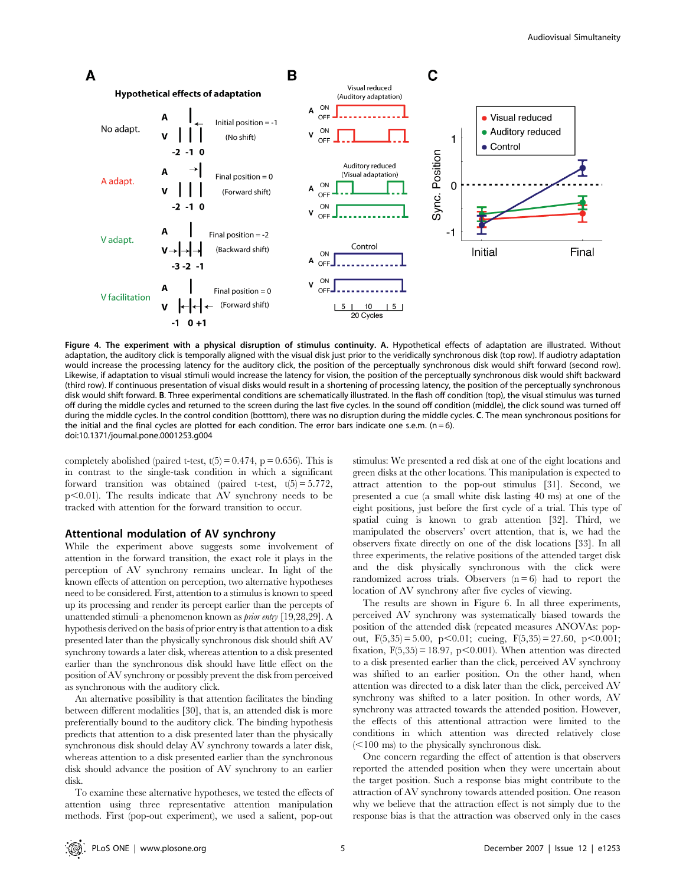**Figure 4. The experiment with a physical disruption of stimulus continuity. A.** Hypothetical effects of adaptation are illustrated. Without adaptation, the auditory click is temporally aligned with the visual disk just prior to the veridically synchronous disk (top row). If audiotry adaptation would increase the processing latency for the auditory click, the position of the perceptually synchronous disk would shift forward (second row). Likewise, if adaptation to visual stimuli would increase the latency for vision, the position of the perceptually synchronous disk would shift backward (third row). If continuous presentation of visual disks would result in a shortening of processing latency, the position of the perceptually synchronous disk would shift forward. **B.** Three experimental conditions are schematically illustrated. In the flash off condition (top), the visual stimulus was turned off during the middle cycles and returned to the screen during the last five cycles. In the sound off condition (middle), the click sound was turned off during the middle cycles. In the control condition (botttom), there was no disruption during the middle cycles. **C.** The mean synchronous positions for the initial and the final cycles are plotted for each condition. The error bars indicate one s.e.m. (n = 6).
doi:10.1371/journal.pone.0001253.g004

completely abolished (paired t-test, $t(5) = 0.474$, $p = 0.656$). This is in contrast to the single-task condition in which a significant forward transition was obtained (paired t-test, $t(5) = 5.772$, $p < 0.01$). The results indicate that AV synchrony needs to be tracked with attention for the forward transition to occur.

## Attentional modulation of AV synchrony

While the experiment above suggests some involvement of attention in the forward transition, the exact role it plays in the perception of AV synchrony remains unclear. In light of the known effects of attention on perception, two alternative hypotheses need to be considered. First, attention to a stimulus is known to speed up its processing and render its percept earlier than the percepts of unattended stimuli–a phenomenon known as *prior entry* [19,28,29]. A hypothesis derived on the basis of prior entry is that attention to a disk presented later than the physically synchronous disk should shift AV synchrony towards a later disk, whereas attention to a disk presented earlier than the synchronous disk should have little effect on the position of AV synchrony or possibly prevent the disk from perceived as synchronous with the auditory click.

An alternative possibility is that attention facilitates the binding between different modalities [30], that is, an attended disk is more preferentially bound to the auditory click. The binding hypothesis predicts that attention to a disk presented later than the physically synchronous disk should delay AV synchrony towards a later disk, whereas attention to a disk presented earlier than the synchronous disk should advance the position of AV synchrony to an earlier disk.

To examine these alternative hypotheses, we tested the effects of attention using three representative attention manipulation methods. First (pop-out experiment), we used a salient, pop-out stimulus: We presented a red disk at one of the eight locations and green disks at the other locations. This manipulation is expected to attract attention to the pop-out stimulus [31]. Second, we presented a cue (a small white disk lasting 40 ms) at one of the eight positions, just before the first cycle of a trial. This type of spatial cuing is known to grab attention [32]. Third, we manipulated the observers' overt attention, that is, we had the observers fixate directly on one of the disk locations [33]. In all three experiments, the relative positions of the attended target disk and the disk physically synchronous with the click were randomized across trials. Observers (n = 6) had to report the location of AV synchrony after five cycles of viewing.

The results are shown in Figure 6. In all three experiments, perceived AV synchrony was systematically biased towards the position of the attended disk (repeated measures ANOVAs: pop-out, $F(5,35) = 5.00$, $p < 0.01$; cueing, $F(5,35) = 27.60$, $p < 0.001$; fixation, $F(5,35) = 18.97$, $p < 0.001$). When attention was directed to a disk presented earlier than the click, perceived AV synchrony was shifted to an earlier position. On the other hand, when attention was directed to a disk later than the click, perceived AV synchrony was shifted to a later position. In other words, AV synchrony was attracted towards the attended position. However, the effects of this attentional attraction were limited to the conditions in which attention was directed relatively close (<100 ms) to the physically synchronous disk.

One concern regarding the effect of attention is that observers reported the attended position when they were uncertain about the target position. Such a response bias might contribute to the attraction of AV synchrony towards attended position. One reason why we believe that the attraction effect is not simply due to the response bias is that the attraction was observed only in the cases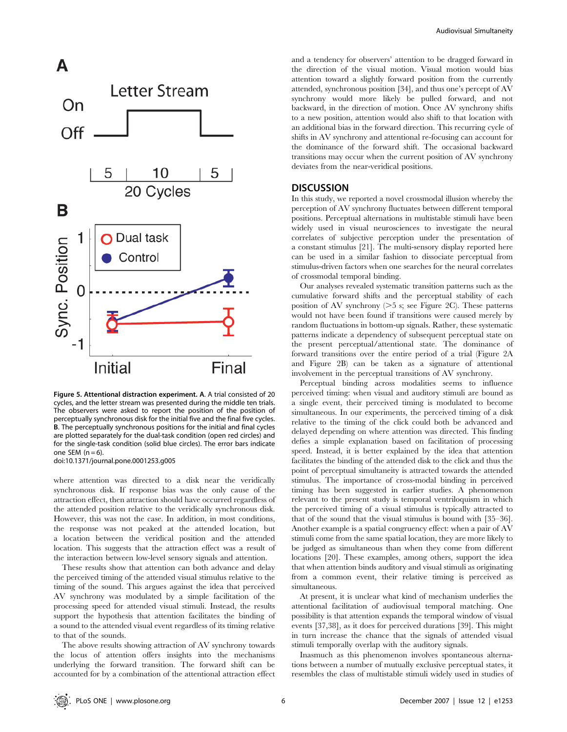**Figure 5. Attentional distraction experiment. A.** A trial consisted of 20 cycles, and the letter stream was presented during the middle ten trials. The observers were asked to report the position of the perceptually synchronous disk for the initial five and the final five cycles. **B.** The perceptually synchronous positions for the initial and final cycles are plotted separately for the dual-task condition (open red circles) and for the single-task condition (solid blue circles). The error bars indicate one SEM (n = 6).
doi:10.1371/journal.pone.0001253.g005

where attention was directed to a disk near the veridically synchronous disk. If response bias was the only cause of the attraction effect, then attraction should have occurred regardless of the attended position relative to the veridically synchronous disk. However, this was not the case. In addition, in most conditions, the response was not peaked at the attended location, but a location between the veridical position and the attended location. This suggests that the attraction effect was a result of the interaction between low-level sensory signals and attention.

These results show that attention can both advance and delay the perceived timing of the attended visual stimulus relative to the timing of the sound. This argues against the idea that perceived AV synchrony was modulated by a simple facilitation of the processing speed for attended visual stimuli. Instead, the results support the hypothesis that attention facilitates the binding of a sound to the attended visual event regardless of its timing relative to that of the sounds.

The above results showing attraction of AV synchrony towards the locus of attention offers insights into the mechanisms underlying the forward transition. The forward shift can be accounted for by a combination of the attentional attraction effect and a tendency for observers' attention to be dragged forward in the direction of the visual motion. Visual motion would bias attention toward a slightly forward position from the currently attended, synchronous position [34], and thus one's percept of AV synchrony would more likely be pulled forward, and not backward, in the direction of motion. Once AV synchrony shifts to a new position, attention would also shift to that location with an additional bias in the forward direction. This recurring cycle of shifts in AV synchrony and attentional re-focusing can account for the dominance of the forward shift. The occasional backward transitions may occur when the current position of AV synchrony deviates from the near-veridical positions.

## DISCUSSION

In this study, we reported a novel crossmodal illusion whereby the perception of AV synchrony fluctuates between different temporal positions. Perceptual alternations in multistable stimuli have been widely used in visual neurosciences to investigate the neural correlates of subjective perception under the presentation of a constant stimulus [21]. The multi-sensory display reported here can be used in a similar fashion to dissociate perceptual from stimulus-driven factors when one searches for the neural correlates of crossmodal temporal binding.

Our analyses revealed systematic transition patterns such as the cumulative forward shifts and the perceptual stability of each position of AV synchrony (>5 s; see Figure 2C). These patterns would not have been found if transitions were caused merely by random fluctuations in bottom-up signals. Rather, these systematic patterns indicate a dependency of subsequent perceptual state on the present perceptual/attentional state. The dominance of forward transitions over the entire period of a trial (Figure 2A and Figure 2B) can be taken as a signature of attentional involvement in the perceptual transitions of AV synchrony.

Perceptual binding across modalities seems to influence perceived timing: when visual and auditory stimuli are bound as a single event, their perceived timing is modulated to become simultaneous. In our experiments, the perceived timing of a disk relative to the timing of the click could both be advanced and delayed depending on where attention was directed. This finding defies a simple explanation based on facilitation of processing speed. Instead, it is better explained by the idea that attention facilitates the binding of the attended disk to the click and thus the point of perceptual simultaneity is attracted towards the attended stimulus. The importance of cross-modal binding in perceived timing has been suggested in earlier studies. A phenomenon relevant to the present study is temporal ventriloquism in which the perceived timing of a visual stimulus is typically attracted to that of the sound that the visual stimulus is bound with [35–36]. Another example is a spatial congruency effect: when a pair of AV stimuli come from the same spatial location, they are more likely to be judged as simultaneous than when they come from different locations [20]. These examples, among others, support the idea that when attention binds auditory and visual stimuli as originating from a common event, their relative timing is perceived as simultaneous.

At present, it is unclear what kind of mechanism underlies the attentional facilitation of audiovisual temporal matching. One possibility is that attention expands the temporal window of visual events [37,38], as it does for perceived durations [39]. This might in turn increase the chance that the signals of attended visual stimuli temporally overlap with the auditory signals.

Inasmuch as this phenomenon involves spontaneous alternations between a number of mutually exclusive perceptual states, it resembles the class of multistable stimuli widely used in studies of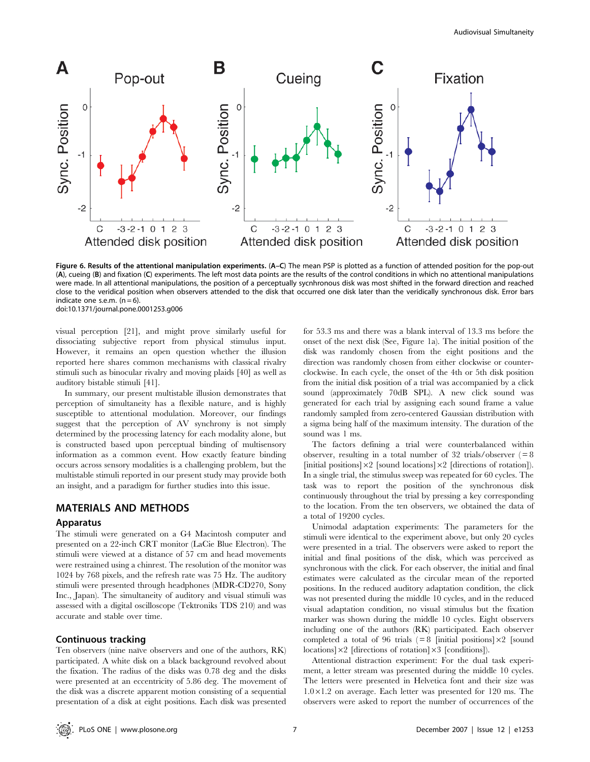**Figure 6. Results of the attentional manipulation experiments.** (A–C) The mean PSP is plotted as a function of attended position for the pop-out (A), cueing (B) and fixation (C) experiments. The left most data points are the results of the control conditions in which no attentional manipulations were made. In all attentional manipulations, the position of a perceptually sycnhronous disk was most shifted in the forward direction and reached close to the veridical position when observers attended to the disk that occurred one disk later than the veridically synchronous disk. Error bars indicate one s.e.m. (n = 6).
doi:10.1371/journal.pone.0001253.g006

visual perception [21], and might prove similarly useful for dissociating subjective report from physical stimulus input. However, it remains an open question whether the illusion reported here shares common mechanisms with classical rivalry stimuli such as binocular rivalry and moving plaids [40] as well as auditory bistable stimuli [41].

In summary, our present multistable illusion demonstrates that perception of simultaneity has a flexible nature, and is highly susceptible to attentional modulation. Moreover, our findings suggest that the perception of AV synchrony is not simply determined by the processing latency for each modality alone, but is constructed based upon perceptual binding of multisensory information as a common event. How exactly feature binding occurs across sensory modalities is a challenging problem, but the multistable stimuli reported in our present study may provide both an insight, and a paradigm for further studies into this issue.

## MATERIALS AND METHODS

### Apparatus

The stimuli were generated on a G4 Macintosh computer and presented on a 22-inch CRT monitor (LaCie Blue Electron). The stimuli were viewed at a distance of 57 cm and head movements were restrained using a chinrest. The resolution of the monitor was 1024 by 768 pixels, and the refresh rate was 75 Hz. The auditory stimuli were presented through headphones (MDR-CD270, Sony Inc., Japan). The simultaneity of auditory and visual stimuli was assessed with a digital oscilloscope (Tektroniks TDS 210) and was accurate and stable over time.

### Continuous tracking

Ten observers (nine naïve observers and one of the authors, RK) participated. A white disk on a black background revolved about the fixation. The radius of the disks was 0.78 deg and the disks were presented at an eccentricity of 5.86 deg. The movement of the disk was a discrete apparent motion consisting of a sequential presentation of a disk at eight positions. Each disk was presented for 53.3 ms and there was a blank interval of 13.3 ms before the onset of the next disk (See, Figure 1a). The initial position of the disk was randomly chosen from the eight positions and the direction was randomly chosen from either clockwise or counter-clockwise. In each cycle, the onset of the 4th or 5th disk position from the initial disk position of a trial was accompanied by a click sound (approximately 70dB SPL). A new click sound was generated for each trial by assigning each sound frame a value randomly sampled from zero-centered Gaussian distribution with a sigma being half of the maximum intensity. The duration of the sound was 1 ms.

The factors defining a trial were counterbalanced within observer, resulting in a total number of 32 trials/observer (= 8 [initial positions] × 2 [sound locations] × 2 [directions of rotation]). In a single trial, the stimulus sweep was repeated for 60 cycles. The task was to report the position of the synchronous disk continuously throughout the trial by pressing a key corresponding to the location. From the ten observers, we obtained the data of a total of 19200 cycles.

Unimodal adaptation experiments: The parameters for the stimuli were identical to the experiment above, but only 20 cycles were presented in a trial. The observers were asked to report the initial and final positions of the disk, which was perceived as synchronous with the click. For each observer, the initial and final estimates were calculated as the circular mean of the reported positions. In the reduced auditory adaptation condition, the click was not presented during the middle 10 cycles, and in the reduced visual adaptation condition, no visual stimulus but the fixation marker was shown during the middle 10 cycles. Eight observers including one of the authors (RK) participated. Each observer completed a total of 96 trials (= 8 [initial positions] × 2 [sound locations] × 2 [directions of rotation] × 3 [conditions]).

Attentional distraction experiment: For the dual task experiment, a letter stream was presented during the middle 10 cycles. The letters were presented in Helvetica font and their size was 1.0×1.2 on average. Each letter was presented for 120 ms. The observers were asked to report the number of occurrences of the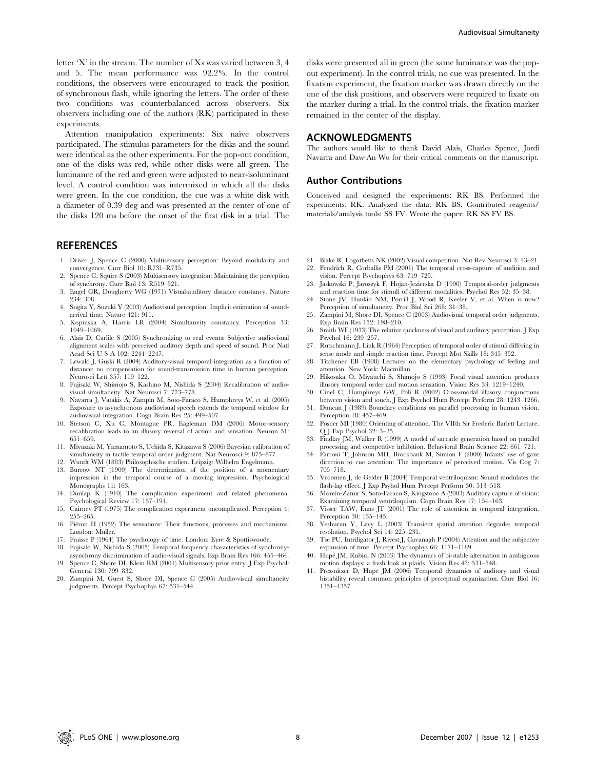letter 'X' in the stream. The number of Xs was varied between 3, 4 and 5. The mean performance was 92.2%. In the control conditions, the observers were encouraged to track the position of synchronous flash, while ignoring the letters. The order of these two conditions was counterbalanced across observers. Six observers including one of the authors (RK) participated in these experiments.

Attention manipulation experiments: Six naïve observers participated. The stimulus parameters for the disks and the sound were identical as the other experiments. For the pop-out condition, one of the disks was red, while other disks were all green. The luminance of the red and green were adjusted to near-isoluminant level. A control condition was intermixed in which all the disks were green. In the cue condition, the cue was a white disk with a diameter of 0.39 deg and was presented at the center of one of the disks 120 ms before the onset of the first disk in a trial. The disks were presented all in green (the same luminance was the pop-out experiment). In the control trials, no cue was presented. In the fixation experiment, the fixation marker was drawn directly on the one of the disk positions, and observers were required to fixate on the marker during a trial. In the control trials, the fixation marker remained in the center of the display.

## ACKNOWLEDGMENTS

The authors would like to thank David Alais, Charles Spence, Jordi Navarra and Daw-An Wu for their critical comments on the manuscript.

### Author Contributions

Conceived and designed the experiments: RK BS. Performed the experiments: RK. Analyzed the data: RK BS. Contributed reagents/materials/analysis tools: SS FV. Wrote the paper: RK SS FV BS.

## REFERENCES

1. Driver J, Spence C (2000) Multisensory perception: Beyond modularity and convergence. Curr Biol 10: R731–R735.
2. Spence C, Squire S (2003) Multisensory integration: Maintaining the perception of synchrony. Curr Biol 13: R519–521.
3. Engel GR, Dougherty WG (1971) Visual-auditory distance constancy. Nature 234: 308.
4. Sugita Y, Suzuki Y (2003) Audiovisual perception: Implicit estimation of sound-arrival time. Nature 421: 911.
5. Kopinska A, Harris LR (2004) Simultaneity constancy. Perception 33: 1049–1069.
6. Alais D, Carlile S (2005) Synchronizing to real events: Subjective audiovisual alignment scales with perceived auditory depth and speed of sound. Proc Natl Acad Sci U S A 102: 2244–2247.
7. Lewald J, Guski R (2004) Auditory-visual temporal integration as a function of distance: no compensation for sound-transmission time in human perception. Neurosci Lett 357: 119–122.
8. Fujisaki W, Shimojo S, Kashino M, Nishida S (2004) Recalibration of audiovisual simultaneity. Nat Neurosci 7: 773–778.
9. Navarra J, Vatakis A, Zampin M, Soto-Faraco S, Humphreys W, et al. (2005) Exposure to asynchronous audiovisual speech extends the temporal window for audiovisual integration. Cogn Brain Res 25: 499–507.
10. Stetson C, Xu C, Montague PR, Eagleman DM (2006) Motor-sensory recalibration leads to an illusory reversal of action and sensation. Neuron 51: 651–659.
11. Miyazaki M, Yamamoto S, Uchida S, Kitazawa S (2006) Bayesian calibration of simultaneity in tactile temporal order judgment. Nat Neurosci 9: 875–877.
12. Wundt WM (1883) Philosophische studien. Leipzig: Wilhelm Engelmann.
13. Burrow NT (1909) The determination of the position of a momentary impression in the temporal course of a moving impression. Psychological Monographs 11: 163.
14. Dunlap K (1910) The complication experiment and related phenomena. Psychological Review 17: 157–191.
15. Cairney PT (1975) The complication experiment uncomplicated. Perception 4: 255–265.
16. Piéron H (1952) The sensations: Their functions, processes and mechanisms. London: Muller.
17. Fraisse P (1964) The psychology of time. London: Eyre & Spottiswoode.
18. Fujisaki W, Nishida S (2005) Temporal frequency characteristics of synchrony-asynchrony discrimination of audio-visual signals. Exp Brain Res 166: 455–464.
19. Spence C, Shore DI, Klein RM (2001) Multisensory prior entry. J Exp Psychol: General 130: 799–832.
20. Zampini M, Guest S, Shore DI, Spence C (2005) Audio-visual simultaneity judgments. Percept Psychophys 67: 531–544.
21. Blake R, Logothetis NK (2002) Visual competition. Nat Rev Neurosci 3: 13–21.
22. Fendrich R, Corballis PM (2001) The temporal cross-capture of audition and vision. Percept Psychophys 63: 719–725.
23. Jaskowski P, Jaroszyk F, Hojan-Jezierska D (1990) Temporal-order judgments and reaction time for stimuli of different modalities. Psychol Res 52: 35–38.
24. Stone JV, Hunkin NM, Porrill J, Wood R, Keeler V, et al. When is now? Perception of simultaneity. Proc Biol Sci 268: 31–38.
25. Zampini M, Shore DI, Spence C (2003) Audiovisual temporal order judgments. Exp Brain Res 152: 198–210.
26. Smith WF (1933) The relative quickness of visual and auditory perception. J Exp Psychol 16: 239–257.
27. Rutschmann J, Link R (1964) Perception of temporal order of stimuli differing in sense mode and simple reaction time. Percept Mot Skills 18: 345–352.
28. Titchener EB (1908) Lectures on the elementary psychology of feeling and attention. New York: Macmillan.
29. Hikosaka O, Miyauchi S, Shimojo S (1993) Focal visual attention produces illusory temporal order and motion sensation. Vision Res 33: 1219–1240.
30. Cinel C, Humphreys GW, Poli R (2002) Cross-modal illusory conjunctions between vision and touch. J Exp Psychol Hum Percept Perform 28: 1243–1266.
31. Duncan J (1989) Boundary conditions on parallel processing in human vision. Perception 18: 457–469.
32. Posner MI (1980) Orienting of attention. The VIIth Sir Frederic Barlett Lecture. Q J Exp Psychol 32: 3–25.
33. Findlay JM, Walker R (1999) A model of saccade generation based on parallel processing and competitive inhibition. Behavioral Brain Science 22: 661–721.
34. Farroni T, Johnson MH, Brockbank M, Simion F (2000) Infants' use of gaze direction to cue attention: The importance of perceived motion. Vis Cog 7: 705–718.
35. Vroomen J, de Gelder B (2004) Temporal ventriloquism: Sound modulates the flash-lag effect. J Exp Psyhol Hum Percept Perform 30: 513–518.
36. Morein-Zamir S, Soto-Faraco S, Kingstone A (2003) Auditory capture of vision: Examining temporal ventriloquism. Cogn Brain Res 17: 154–163.
37. Visser TAW, Enns JT (2001) The role of attention in temporal integration. Perception 30: 135–145.
38. Yeshurun Y, Levy L (2003) Transient spatial attention degrades temporal resolution. Psychol Sci 14: 225–231.
39. Tse PU, Intriligator J, Rivest J, Cavanagh P (2004) Attention and the subjective expansion of time. Percept Psychophys 66: 1171–1189.
40. Hupé JM, Rubin, N (2003) The dynamics of bi-stable alternation in ambiguous motion displays: a fresh look at plaids. Vision Res 43: 531–548.
41. Pressnitzer D, Hupé JM (2006) Temporal dynamics of auditory and visual bistability reveal common principles of perceptual organization. Curr Biol 16: 1351–1357.